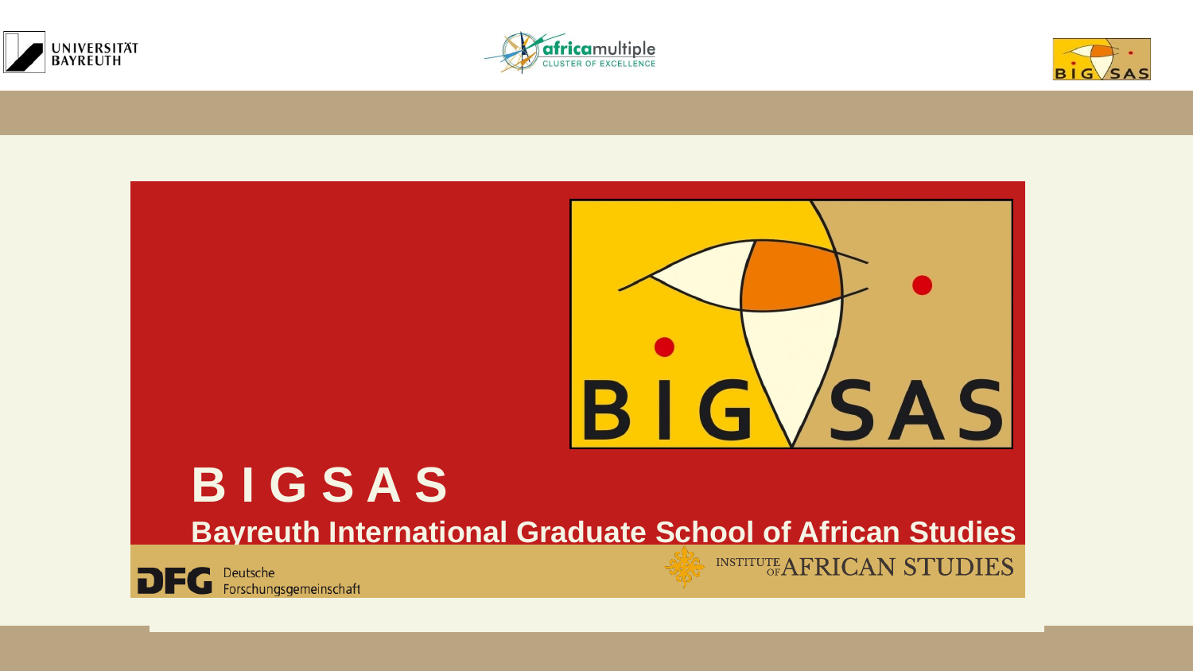UNIVERSITÄT BAYREUTH

africamultiple CLUSTER OF EXCELLENCE

# BIGSAS

## Bayreuth International Graduate School of African Studies

DFG Deutsche Forschungsgemeinschaft

INSTITUTE OF AFRICAN STUDIES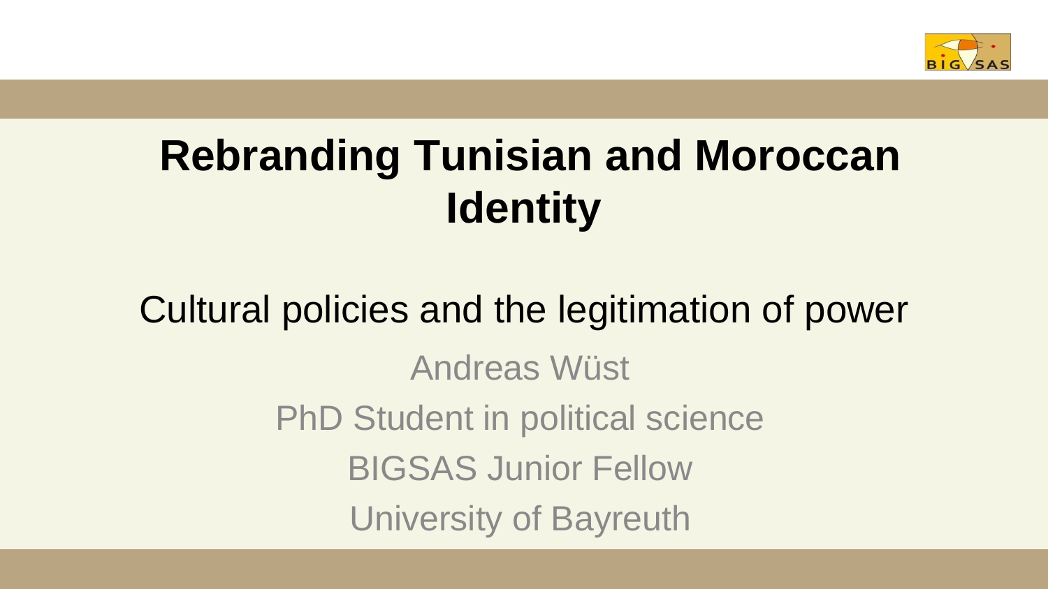# Rebranding Tunisian and Moroccan Identity

## Cultural policies and the legitimation of power

Andreas Wüst

PhD Student in political science

BIGSAS Junior Fellow

University of Bayreuth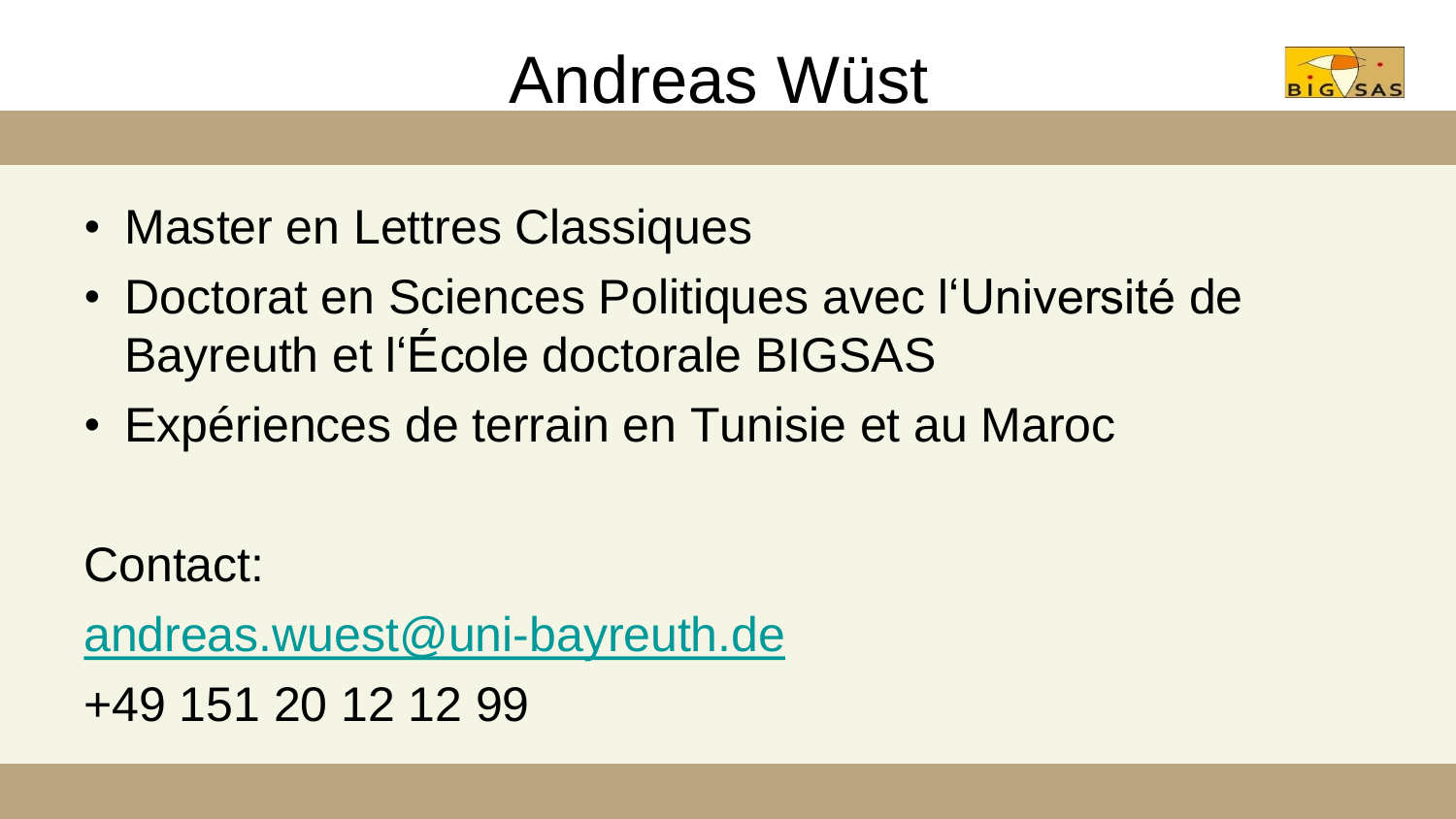# Andreas Wüst

- Master en Lettres Classiques
- Doctorat en Sciences Politiques avec l'Université de Bayreuth et l'École doctorale BIGSAS
- Expériences de terrain en Tunisie et au Maroc

Contact:

andreas.wuest@uni-bayreuth.de

+49 151 20 12 12 99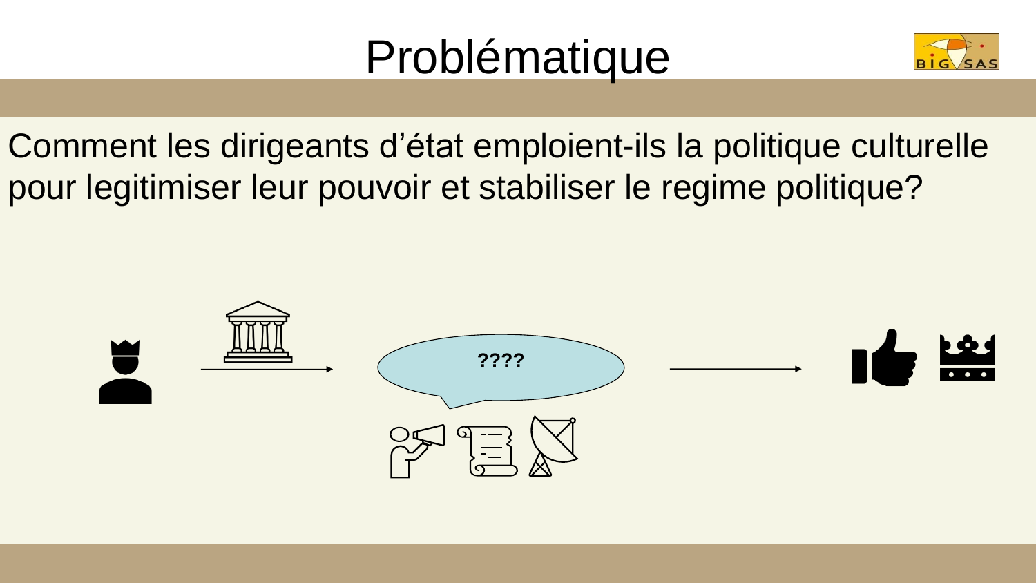# Problématique

Comment les dirigeants d'état emploient-ils la politique culturelle pour legitimiser leur pouvoir et stabiliser le regime politique?

**????**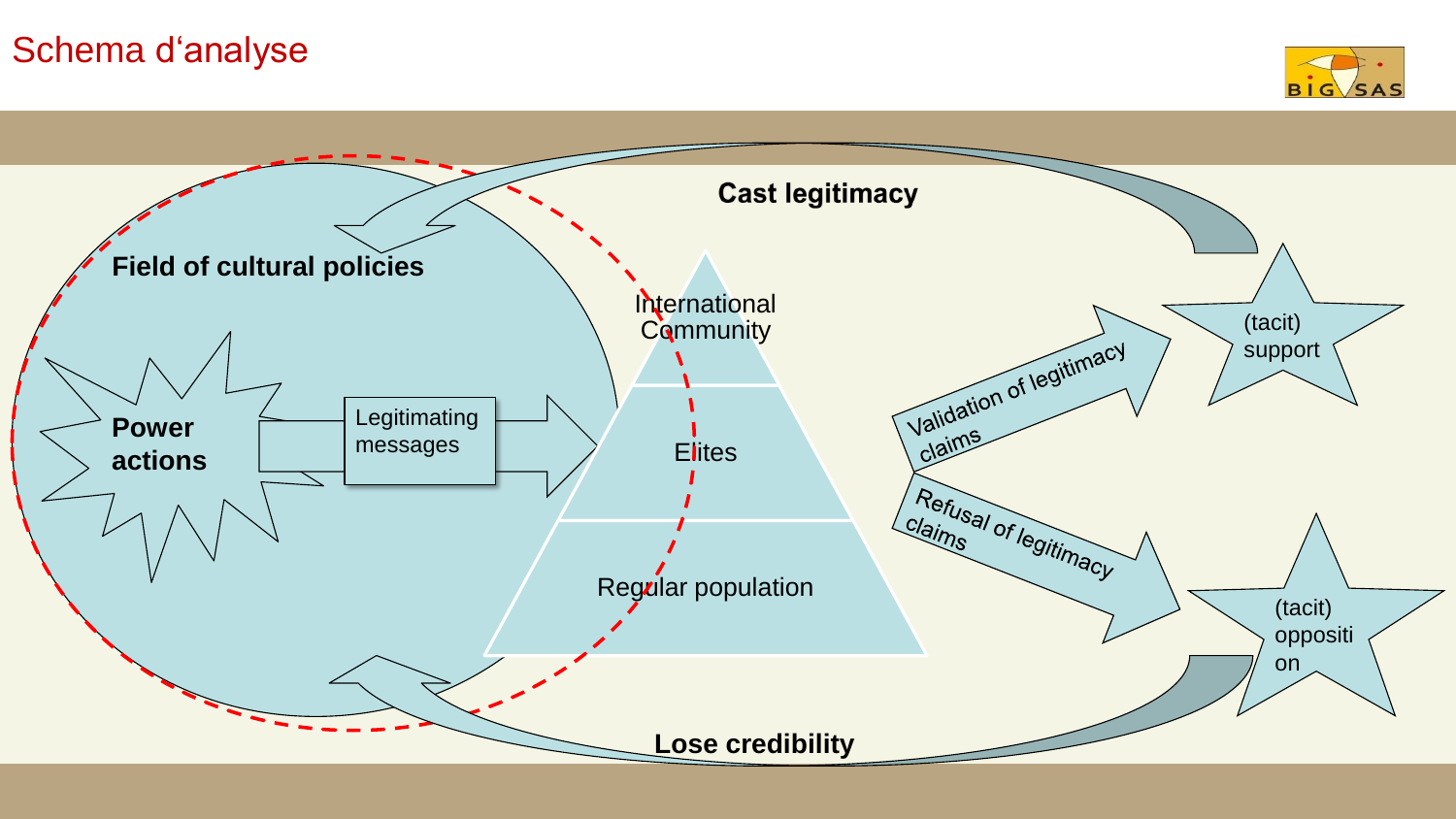# Schema d'analyse

**Field of cultural policies**

**Power actions**

Legitimating messages

International Community

Elites

Regular population

Validation of legitimacy claims

Refusal of legitimacy claims

(tacit) support

(tacit) opposition

**Cast legitimacy**

**Lose credibility**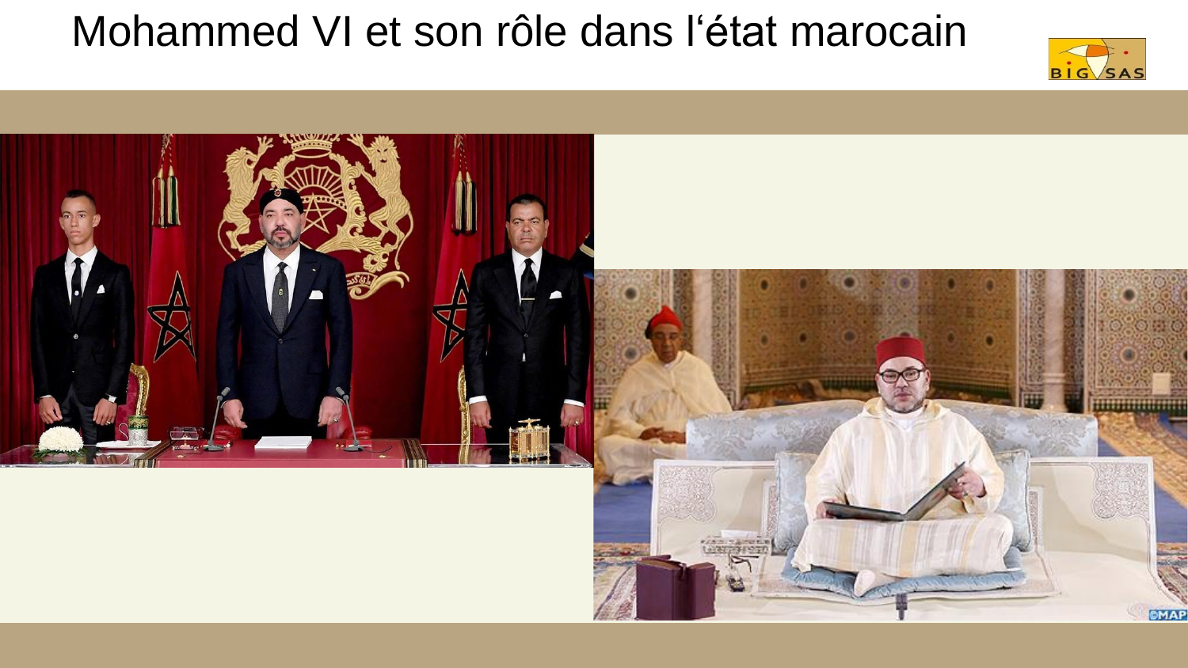# Mohammed VI et son rôle dans l'état marocain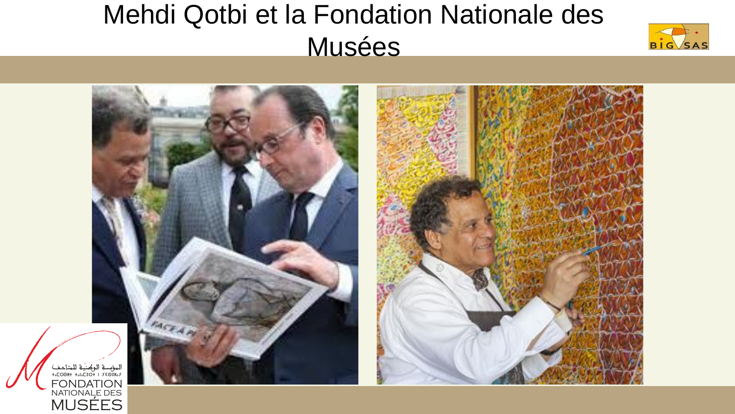# Mehdi Qotbi et la Fondation Nationale des Musées

المؤسسة الوطنية للمتاحف

FONDATION NATIONALE DES MUSÉES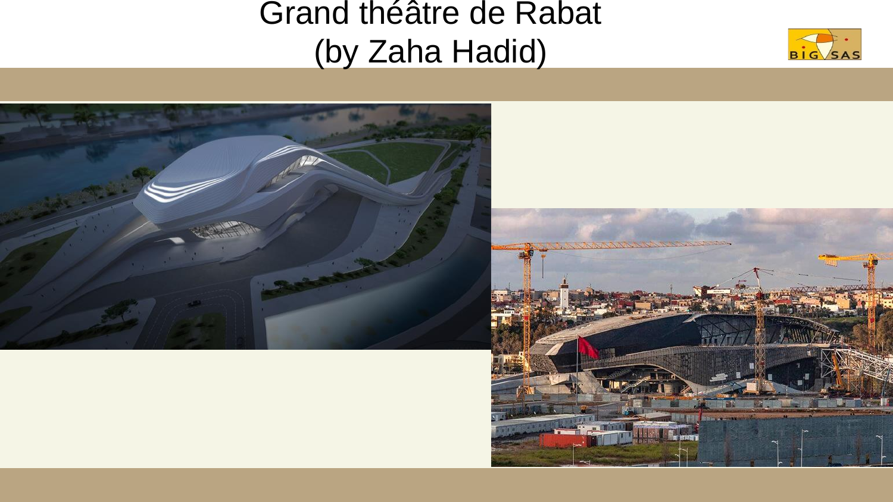# Grand théâtre de Rabat (by Zaha Hadid)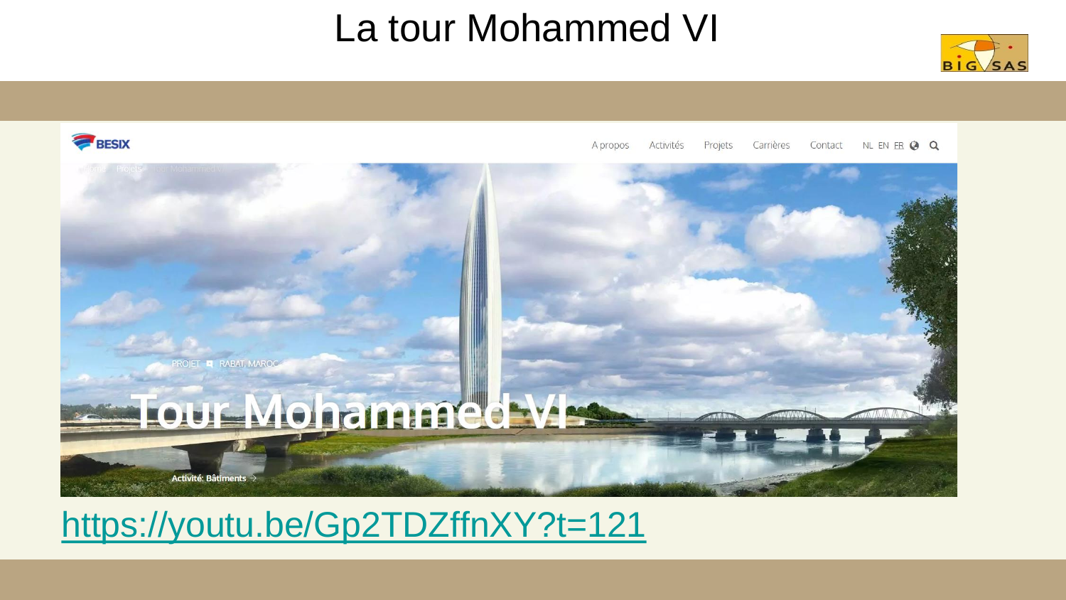# La tour Mohammed VI

https://youtu.be/Gp2TDZffnXY?t=121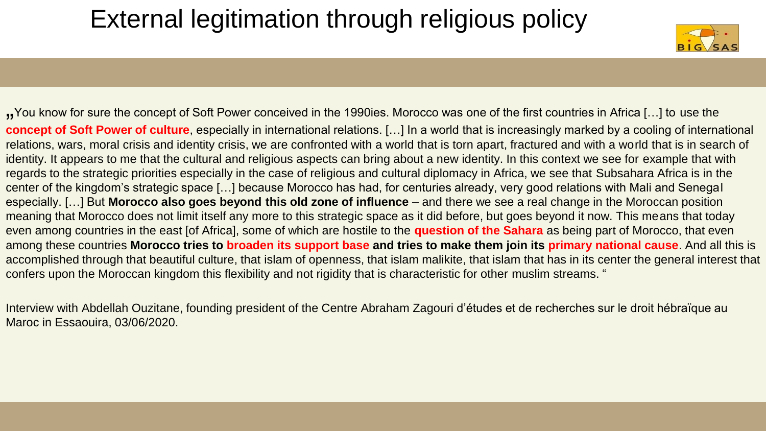# External legitimation through religious policy

„You know for sure the concept of Soft Power conceived in the 1990ies. Morocco was one of the first countries in Africa […] to use the **concept of Soft Power of culture**, especially in international relations. […] In a world that is increasingly marked by a cooling of international relations, wars, moral crisis and identity crisis, we are confronted with a world that is torn apart, fractured and with a world that is in search of identity. It appears to me that the cultural and religious aspects can bring about a new identity. In this context we see for example that with regards to the strategic priorities especially in the case of religious and cultural diplomacy in Africa, we see that Subsahara Africa is in the center of the kingdom's strategic space […] because Morocco has had, for centuries already, very good relations with Mali and Senegal especially. […] But **Morocco also goes beyond this old zone of influence** – and there we see a real change in the Moroccan position meaning that Morocco does not limit itself any more to this strategic space as it did before, but goes beyond it now. This means that today even among countries in the east [of Africa], some of which are hostile to the **question of the Sahara** as being part of Morocco, that even among these countries **Morocco tries to broaden its support base and tries to make them join its primary national cause**. And all this is accomplished through that beautiful culture, that islam of openness, that islam malikite, that islam that has in its center the general interest that confers upon the Moroccan kingdom this flexibility and not rigidity that is characteristic for other muslim streams. "

Interview with Abdellah Ouzitane, founding president of the Centre Abraham Zagouri d'études et de recherches sur le droit hébraïque au Maroc in Essaouira, 03/06/2020.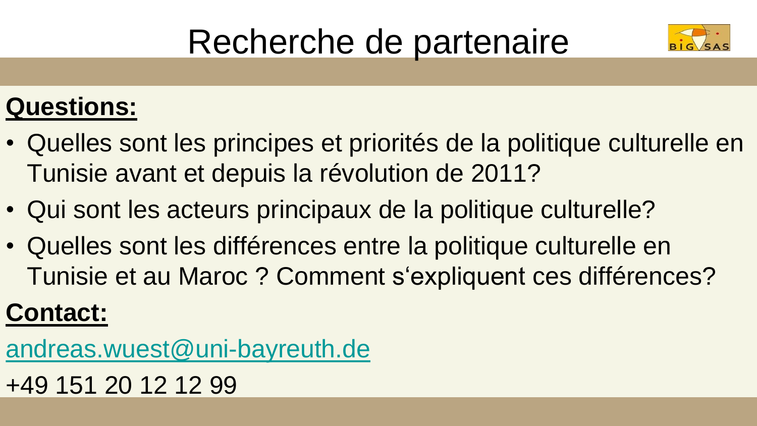# Recherche de partenaire

**Questions:**

- Quelles sont les principes et priorités de la politique culturelle en Tunisie avant et depuis la révolution de 2011?
- Qui sont les acteurs principaux de la politique culturelle?
- Quelles sont les différences entre la politique culturelle en Tunisie et au Maroc ? Comment s'expliquent ces différences?

**Contact:**

andreas.wuest@uni-bayreuth.de

+49 151 20 12 12 99